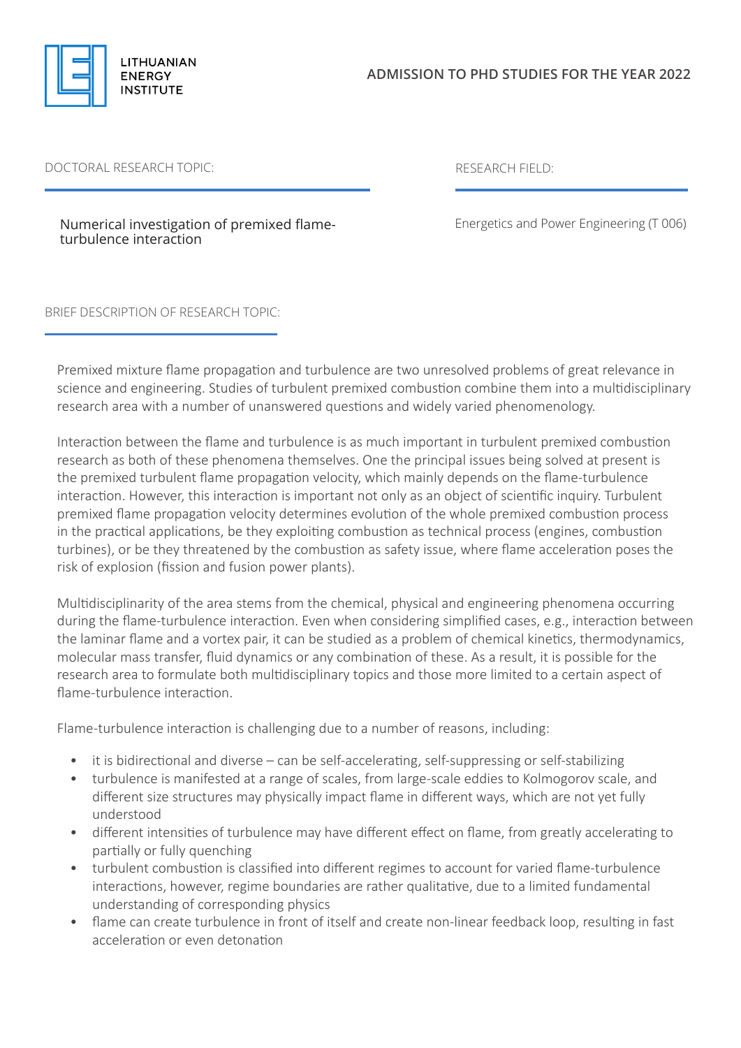LITHUANIAN ENERGY INSTITUTE

## ADMISSION TO PHD STUDIES FOR THE YEAR 2022

DOCTORAL RESEARCH TOPIC:

Numerical investigation of premixed flame-turbulence interaction

RESEARCH FIELD:

Energetics and Power Engineering (T 006)

BRIEF DESCRIPTION OF RESEARCH TOPIC:

Premixed mixture flame propagation and turbulence are two unresolved problems of great relevance in science and engineering. Studies of turbulent premixed combustion combine them into a multidisciplinary research area with a number of unanswered questions and widely varied phenomenology.

Interaction between the flame and turbulence is as much important in turbulent premixed combustion research as both of these phenomena themselves. One the principal issues being solved at present is the premixed turbulent flame propagation velocity, which mainly depends on the flame-turbulence interaction. However, this interaction is important not only as an object of scientific inquiry. Turbulent premixed flame propagation velocity determines evolution of the whole premixed combustion process in the practical applications, be they exploiting combustion as technical process (engines, combustion turbines), or be they threatened by the combustion as safety issue, where flame acceleration poses the risk of explosion (fission and fusion power plants).

Multidisciplinarity of the area stems from the chemical, physical and engineering phenomena occurring during the flame-turbulence interaction. Even when considering simplified cases, e.g., interaction between the laminar flame and a vortex pair, it can be studied as a problem of chemical kinetics, thermodynamics, molecular mass transfer, fluid dynamics or any combination of these. As a result, it is possible for the research area to formulate both multidisciplinary topics and those more limited to a certain aspect of flame-turbulence interaction.

Flame-turbulence interaction is challenging due to a number of reasons, including:

- it is bidirectional and diverse – can be self-accelerating, self-suppressing or self-stabilizing
- turbulence is manifested at a range of scales, from large-scale eddies to Kolmogorov scale, and different size structures may physically impact flame in different ways, which are not yet fully understood
- different intensities of turbulence may have different effect on flame, from greatly accelerating to partially or fully quenching
- turbulent combustion is classified into different regimes to account for varied flame-turbulence interactions, however, regime boundaries are rather qualitative, due to a limited fundamental understanding of corresponding physics
- flame can create turbulence in front of itself and create non-linear feedback loop, resulting in fast acceleration or even detonation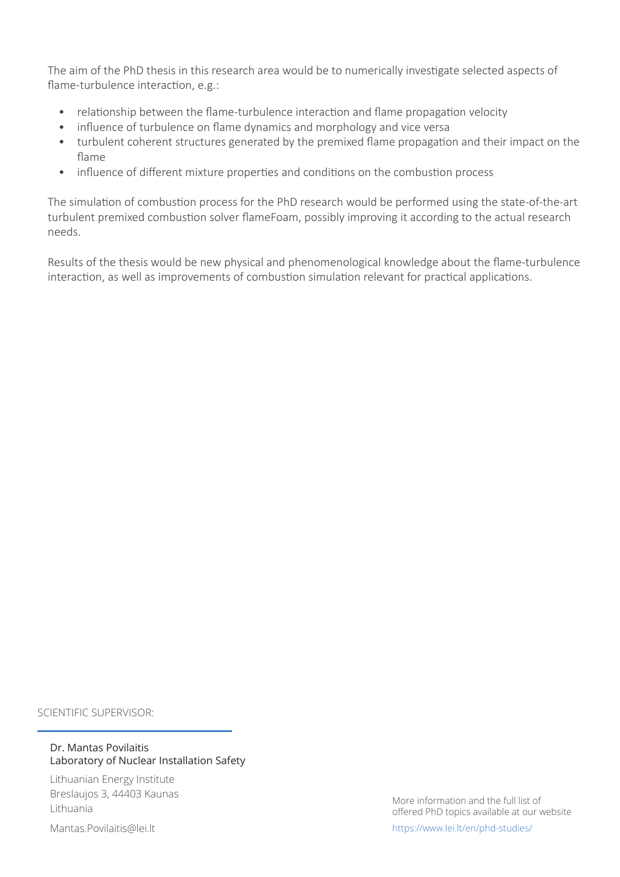The aim of the PhD thesis in this research area would be to numerically investigate selected aspects of flame-turbulence interaction, e.g.:

- relationship between the flame-turbulence interaction and flame propagation velocity
- influence of turbulence on flame dynamics and morphology and vice versa
- turbulent coherent structures generated by the premixed flame propagation and their impact on the flame
- influence of different mixture properties and conditions on the combustion process

The simulation of combustion process for the PhD research would be performed using the state-of-the-art turbulent premixed combustion solver flameFoam, possibly improving it according to the actual research needs.

Results of the thesis would be new physical and phenomenological knowledge about the flame-turbulence interaction, as well as improvements of combustion simulation relevant for practical applications.

SCIENTIFIC SUPERVISOR:

Dr. Mantas Povilaitis
Laboratory of Nuclear Installation Safety

Lithuanian Energy Institute
Breslaujos 3, 44403 Kaunas
Lithuania

Mantas.Povilaitis@lei.lt

More information and the full list of offered PhD topics available at our website
https://www.lei.lt/en/phd-studies/